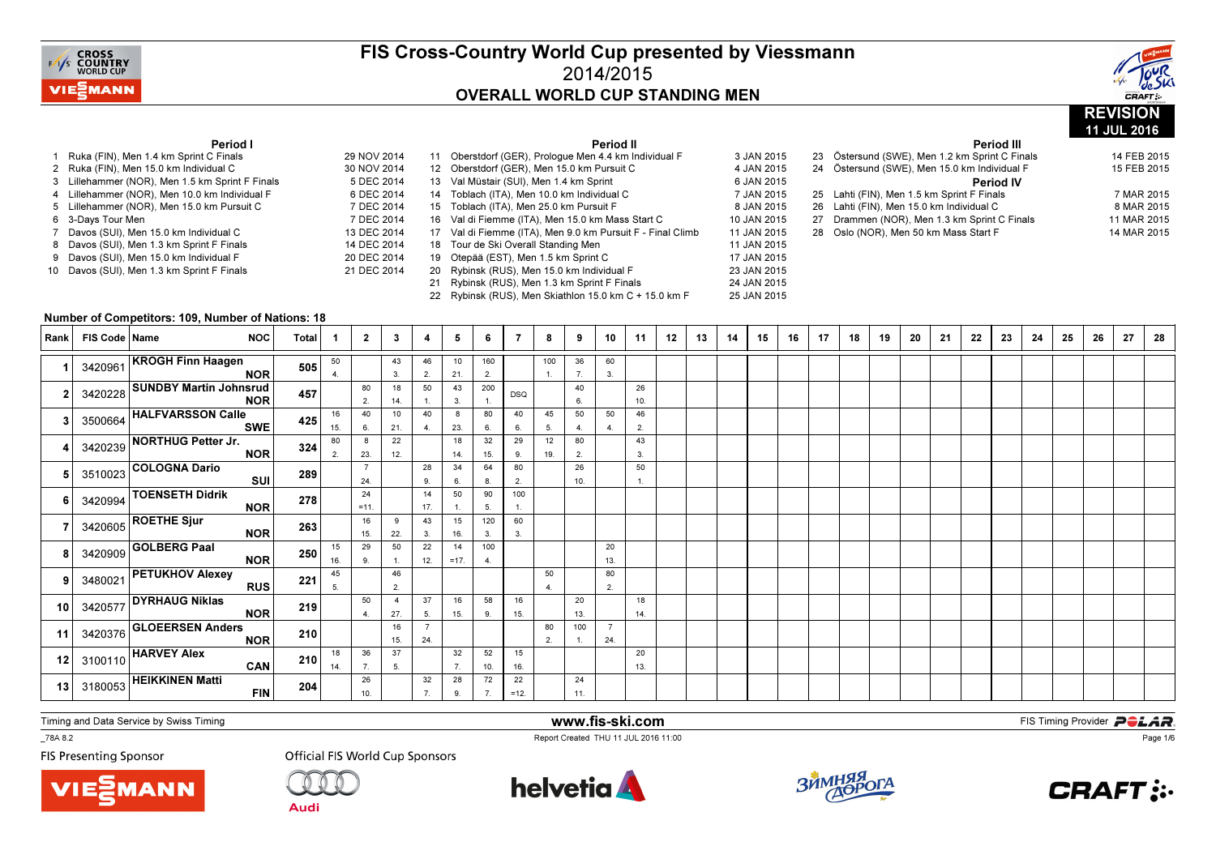# FIS Cross-Country World Cup presented by Viessmann

## 2014/2015

## OVERALL WORLD CUP STANDING MEN

**REVISION**
**11 JUL 2016**

### Period I

| No. | Race | Date |
|---|---|---|
| 1 | Ruka (FIN), Men 1.4 km Sprint C Finals | 29 NOV 2014 |
| 2 | Ruka (FIN), Men 15.0 km Individual C | 30 NOV 2014 |
| 3 | Lillehammer (NOR), Men 1.5 km Sprint F Finals | 5 DEC 2014 |
| 4 | Lillehammer (NOR), Men 10.0 km Individual F | 6 DEC 2014 |
| 5 | Lillehammer (NOR), Men 15.0 km Pursuit C | 7 DEC 2014 |
| 6 | 3-Days Tour Men | 7 DEC 2014 |
| 7 | Davos (SUI), Men 15.0 km Individual C | 13 DEC 2014 |
| 8 | Davos (SUI), Men 1.3 km Sprint F Finals | 14 DEC 2014 |
| 9 | Davos (SUI), Men 15.0 km Individual F | 20 DEC 2014 |
| 10 | Davos (SUI), Men 1.3 km Sprint F Finals | 21 DEC 2014 |

### Period II

| No. | Race | Date |
|---|---|---|
| 11 | Oberstdorf (GER), Prologue Men 4.4 km Individual F | 3 JAN 2015 |
| 12 | Oberstdorf (GER), Men 15.0 km Pursuit C | 4 JAN 2015 |
| 13 | Val Müstair (SUI), Men 1.4 km Sprint | 6 JAN 2015 |
| 14 | Toblach (ITA), Men 10.0 km Individual C | 7 JAN 2015 |
| 15 | Toblach (ITA), Men 25.0 km Pursuit F | 8 JAN 2015 |
| 16 | Val di Fiemme (ITA), Men 15.0 km Mass Start C | 10 JAN 2015 |
| 17 | Val di Fiemme (ITA), Men 9.0 km Pursuit F - Final Climb | 11 JAN 2015 |
| 18 | Tour de Ski Overall Standing Men | 11 JAN 2015 |
| 19 | Otepää (EST), Men 1.5 km Sprint C | 17 JAN 2015 |
| 20 | Rybinsk (RUS), Men 15.0 km Individual F | 23 JAN 2015 |
| 21 | Rybinsk (RUS), Men 1.3 km Sprint F Finals | 24 JAN 2015 |
| 22 | Rybinsk (RUS), Men Skiathlon 15.0 km C + 15.0 km F | 25 JAN 2015 |

### Period III

| No. | Race | Date |
|---|---|---|
| 23 | Östersund (SWE), Men 1.2 km Sprint C Finals | 14 FEB 2015 |
| 24 | Östersund (SWE), Men 15.0 km Individual F | 15 FEB 2015 |

### Period IV

| No. | Race | Date |
|---|---|---|
| 25 | Lahti (FIN), Men 1.5 km Sprint F Finals | 7 MAR 2015 |
| 26 | Lahti (FIN), Men 15.0 km Individual C | 8 MAR 2015 |
| 27 | Drammen (NOR), Men 1.3 km Sprint C Finals | 11 MAR 2015 |
| 28 | Oslo (NOR), Men 50 km Mass Start F | 14 MAR 2015 |

**Number of Competitors: 109, Number of Nations: 18**

| Rank | FIS Code | Name | NOC | Total | 1 | 2 | 3 | 4 | 5 | 6 | 7 | 8 | 9 | 10 | 11 | 12 | 13 | 14 | 15 | 16 | 17 | 18 | 19 | 20 | 21 | 22 | 23 | 24 | 25 | 26 | 27 | 28 |
|---|---|---|---|---|---|---|---|---|---|---|---|---|---|---|---|---|---|---|---|---|---|---|---|---|---|---|---|---|---|---|---|---|
| 1 | 3420961 | KROGH Finn Haagen | NOR | 505 | 50 4. | | 43 3. | 46 2. | 10 21. | 160 2. | | 100 1. | 36 7. | 60 3. | | | | | | | | | | | | | | | | | | |
| 2 | 3420228 | SUNDBY Martin Johnsrud | NOR | 457 | | 80 2. | 18 14. | 50 1. | 43 3. | 200 1. | DSQ | | 40 6. | | 26 10. | | | | | | | | | | | | | | | | | |
| 3 | 3500664 | HALFVARSSON Calle | SWE | 425 | 16 15. | 40 6. | 10 21. | 40 4. | 8 23. | 80 6. | 40 6. | 45 5. | 50 4. | 50 4. | 46 2. | | | | | | | | | | | | | | | | | |
| 4 | 3420239 | NORTHUG Petter Jr. | NOR | 324 | 80 2. | 8 23. | 22 12. | | 18 14. | 32 15. | 29 9. | 12 19. | 80 2. | | 43 3. | | | | | | | | | | | | | | | | | |
| 5 | 3510023 | COLOGNA Dario | SUI | 289 | | 7 24. | | 28 9. | 34 6. | 64 8. | 80 2. | | 26 10. | | 50 1. | | | | | | | | | | | | | | | | | |
| 6 | 3420994 | TOENSETH Didrik | NOR | 278 | | 24 =11. | | 14 17. | 50 1. | 90 5. | 100 1. | | | | | | | | | | | | | | | | | | | | | |
| 7 | 3420605 | ROETHE Sjur | NOR | 263 | | 16 15. | 9 22. | 43 3. | 15 16. | 120 3. | 60 3. | | | | | | | | | | | | | | | | | | | | | |
| 8 | 3420909 | GOLBERG Paal | NOR | 250 | 15 16. | 29 9. | 50 1. | 22 12. | 14 =17. | 100 4. | | | | 20 13. | | | | | | | | | | | | | | | | | | |
| 9 | 3480021 | PETUKHOV Alexey | RUS | 221 | 45 5. | | 46 2. | | | | | 50 4. | | 80 2. | | | | | | | | | | | | | | | | | | |
| 10 | 3420577 | DYRHAUG Niklas | NOR | 219 | | 50 4. | 4 27. | 37 5. | 16 15. | 58 9. | 16 15. | | 20 13. | | 18 14. | | | | | | | | | | | | | | | | | |
| 11 | 3420376 | GLOEERSEN Anders | NOR | 210 | | | 16 15. | 7 24. | | | | 80 2. | 100 1. | 7 24. | | | | | | | | | | | | | | | | | | |
| 12 | 3100110 | HARVEY Alex | CAN | 210 | 18 14. | 36 7. | 37 5. | | 32 7. | 52 10. | 15 16. | | | | 20 13. | | | | | | | | | | | | | | | | | |
| 13 | 3180053 | HEIKKINEN Matti | FIN | 204 | | 26 10. | | 32 7. | 28 9. | 72 7. | 22 =12. | | 24 11. | | | | | | | | | | | | | | | | | | | |

Timing and Data Service by Swiss Timing

www.fis-ski.com

FIS Timing Provider POLAR

_78A 8.2

Report Created THU 11 JUL 2016 11:00

FIS Presenting Sponsor: VIESSMANN

Official FIS World Cup Sponsors: Audi, helvetia, Зимняя Дорога, CRAFT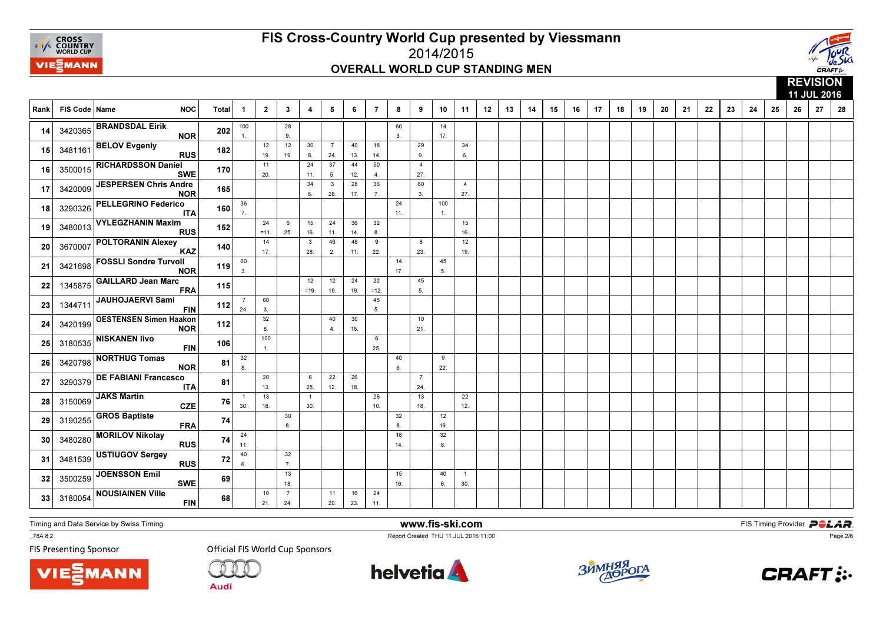# FIS Cross-Country World Cup presented by Viessmann

## 2014/2015

### OVERALL WORLD CUP STANDING MEN

**REVISION**
**11 JUL 2016**

| Rank | FIS Code | Name | NOC | Total | 1 | 2 | 3 | 4 | 5 | 6 | 7 | 8 | 9 | 10 | 11 | 12 | 13 | 14 | 15 | 16 | 17 | 18 | 19 | 20 | 21 | 22 | 23 | 24 | 25 | 26 | 27 | 28 |
|---|---|---|---|---|---|---|---|---|---|---|---|---|---|---|---|---|---|---|---|---|---|---|---|---|---|---|---|---|---|---|---|---|
| 14 | 3420365 | BRANDSDAL Eirik | NOR | 202 | 100 1. | | 28 9. | | | | | 60 3. | | 14 17. | | | | | | | | | | | | | | | | | | |
| 15 | 3481161 | BELOV Evgeniy | RUS | 182 | | 12 19. | 12 19. | 30 8. | 7 24. | 40 13. | 18 14. | | 29 9. | | 34 6. | | | | | | | | | | | | | | | | | |
| 16 | 3500015 | RICHARDSSON Daniel | SWE | 170 | | 11 20. | | 24 11. | 37 5. | 44 12. | 50 4. | | 4 27. | | | | | | | | | | | | | | | | | | | |
| 17 | 3420009 | JESPERSEN Chris Andre | NOR | 165 | | | | 34 6. | 3 28. | 28 17. | 36 7. | | 60 3. | | 4 27. | | | | | | | | | | | | | | | | | |
| 18 | 3290326 | PELLEGRINO Federico | ITA | 160 | 36 7. | | | | | | | 24 11. | | 100 1. | | | | | | | | | | | | | | | | | | |
| 19 | 3480013 | VYLEGZHANIN Maxim | RUS | 152 | | 24 =11. | 6 25. | 15 16. | 24 11. | 36 14. | 32 8. | | | | 15 16. | | | | | | | | | | | | | | | | | |
| 20 | 3670007 | POLTORANIN Alexey | KAZ | 140 | | 14 17. | | 3 28. | 46 2. | 48 11. | 9 22. | | 8 23. | | 12 19. | | | | | | | | | | | | | | | | | |
| 21 | 3421698 | FOSSLI Sondre Turvoll | NOR | 119 | 60 3. | | | | | | | 14 17. | | 45 5. | | | | | | | | | | | | | | | | | | |
| 22 | 1345875 | GAILLARD Jean Marc | FRA | 115 | | | | 12 =19. | 12 19. | 24 19. | 22 =12. | | 45 5. | | | | | | | | | | | | | | | | | | | |
| 23 | 1344711 | JAUHOJAERVI Sami | FIN | 112 | 7 24. | 60 3. | | | | | 45 5. | | | | | | | | | | | | | | | | | | | | | |
| 24 | 3420199 | OESTENSEN Simen Haakon | NOR | 112 | | 32 8. | | | 40 4. | 30 16. | | | 10 21. | | | | | | | | | | | | | | | | | | | |
| 25 | 3180535 | NISKANEN Iivo | FIN | 106 | | 100 1. | | | | | 6 25. | | | | | | | | | | | | | | | | | | | | | |
| 26 | 3420798 | NORTHUG Tomas | NOR | 81 | 32 8. | | | | | | | 40 6. | | 9 22. | | | | | | | | | | | | | | | | | | |
| 27 | 3290379 | DE FABIANI Francesco | ITA | 81 | | 20 13. | | 6 25. | 22 12. | 26 18. | | | 7 24. | | | | | | | | | | | | | | | | | | | |
| 28 | 3150069 | JAKS Martin | CZE | 76 | 1 30. | 13 18. | | 1 30. | | | 26 10. | | 13 18. | | 22 12. | | | | | | | | | | | | | | | | | |
| 29 | 3190255 | GROS Baptiste | FRA | 74 | | | 30 8. | | | | | 32 8. | | 12 19. | | | | | | | | | | | | | | | | | | |
| 30 | 3480280 | MORILOV Nikolay | RUS | 74 | 24 11. | | | | | | | 18 14. | | 32 8. | | | | | | | | | | | | | | | | | | |
| 31 | 3481539 | USTIUGOV Sergey | RUS | 72 | 40 6. | | 32 7. | | | | | | | | | | | | | | | | | | | | | | | | | |
| 32 | 3500259 | JOENSSON Emil | SWE | 69 | | | 13 18. | | | | | 15 16. | | 40 6. | 1 30. | | | | | | | | | | | | | | | | | |
| 33 | 3180054 | NOUSIAINEN Ville | FIN | 68 | | 10 21. | 7 24. | | 11 20. | 16 23. | 24 11. | | | | | | | | | | | | | | | | | | | | | |

Timing and Data Service by Swiss Timing

www.fis-ski.com

_78A 8.2 — Report Created THU 11 JUL 2016 11:00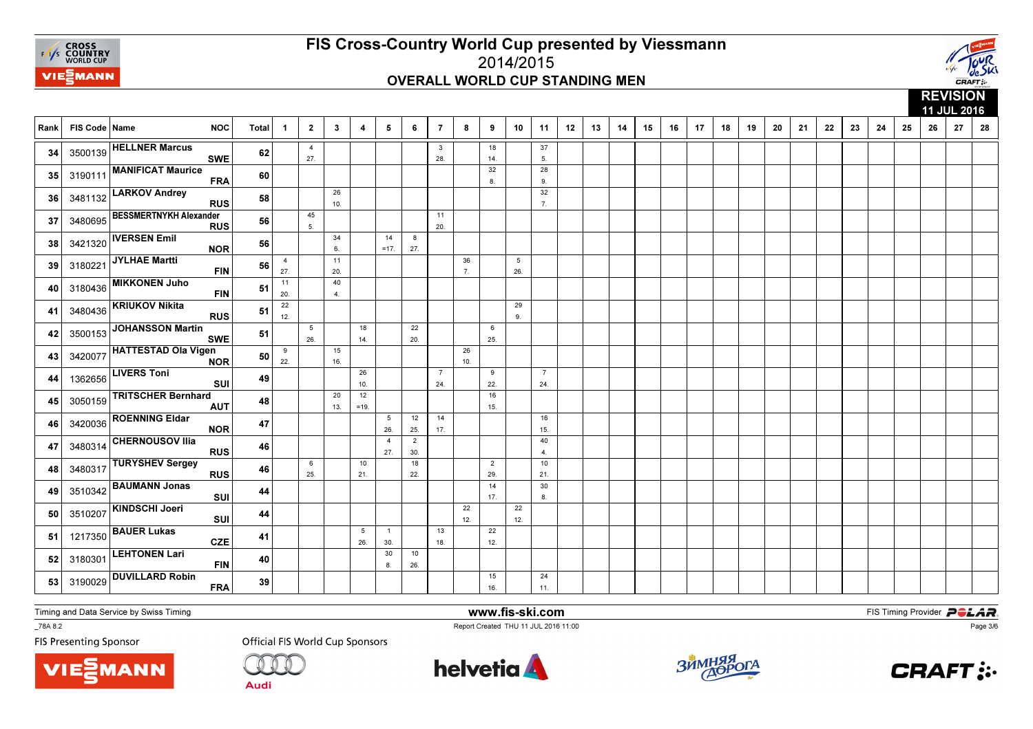# FIS Cross-Country World Cup presented by Viessmann

## 2014/2015

## OVERALL WORLD CUP STANDING MEN

**REVISION**
**11 JUL 2016**

| Rank | FIS Code | Name | NOC | Total | 1 | 2 | 3 | 4 | 5 | 6 | 7 | 8 | 9 | 10 | 11 | 12 | 13 | 14 | 15 | 16 | 17 | 18 | 19 | 20 | 21 | 22 | 23 | 24 | 25 | 26 | 27 | 28 |
|---|---|---|---|---|---|---|---|---|---|---|---|---|---|---|---|---|---|---|---|---|---|---|---|---|---|---|---|---|---|---|---|---|
| 34 | 3500139 | HELLNER Marcus | SWE | 62 | | 4 27. | | | | | 3 28. | | 18 14. | | 37 5. | | | | | | | | | | | | | | | | | |
| 35 | 3190111 | MANIFICAT Maurice | FRA | 60 | | | | | | | | | 32 8. | | 28 9. | | | | | | | | | | | | | | | | | |
| 36 | 3481132 | LARKOV Andrey | RUS | 58 | | | 26 10. | | | | | | | | 32 7. | | | | | | | | | | | | | | | | | |
| 37 | 3480695 | BESSMERTNYKH Alexander | RUS | 56 | | 45 5. | | | | | 11 20. | | | | | | | | | | | | | | | | | | | | | |
| 38 | 3421320 | IVERSEN Emil | NOR | 56 | | | 34 6. | | 14 =17. | 8 27. | | | | | | | | | | | | | | | | | | | | | | |
| 39 | 3180221 | JYLHAE Martti | FIN | 56 | 4 27. | | 11 20. | | | | | 36 7. | | 5 26. | | | | | | | | | | | | | | | | | | |
| 40 | 3180436 | MIKKONEN Juho | FIN | 51 | 11 20. | | 40 4. | | | | | | | | | | | | | | | | | | | | | | | | | |
| 41 | 3480436 | KRIUKOV Nikita | RUS | 51 | 22 12. | | | | | | | | | 29 9. | | | | | | | | | | | | | | | | | | |
| 42 | 3500153 | JOHANSSON Martin | SWE | 51 | | 5 26. | | 18 14. | | 22 20. | | | 6 25. | | | | | | | | | | | | | | | | | | | |
| 43 | 3420077 | HATTESTAD Ola Vigen | NOR | 50 | 9 22. | | 15 16. | | | | | 26 10. | | | | | | | | | | | | | | | | | | | | |
| 44 | 1362656 | LIVERS Toni | SUI | 49 | | | | 26 10. | | | 7 24. | | 9 22. | | 7 24. | | | | | | | | | | | | | | | | | |
| 45 | 3050159 | TRITSCHER Bernhard | AUT | 48 | | | 20 13. | 12 =19. | | | | | 16 15. | | | | | | | | | | | | | | | | | | | |
| 46 | 3420036 | ROENNING Eldar | NOR | 47 | | | | | 5 26. | 12 25. | 14 17. | | | | 16 15. | | | | | | | | | | | | | | | | | |
| 47 | 3480314 | CHERNOUSOV Ilia | RUS | 46 | | | | | 4 27. | 2 30. | | | | | 40 4. | | | | | | | | | | | | | | | | | |
| 48 | 3480317 | TURYSHEV Sergey | RUS | 46 | | 6 25. | | 10 21. | | 18 22. | | | 2 29. | | 10 21. | | | | | | | | | | | | | | | | | |
| 49 | 3510342 | BAUMANN Jonas | SUI | 44 | | | | | | | | | 14 17. | | 30 8. | | | | | | | | | | | | | | | | | |
| 50 | 3510207 | KINDSCHI Joeri | SUI | 44 | | | | | | | | 22 12. | | 22 12. | | | | | | | | | | | | | | | | | | |
| 51 | 1217350 | BAUER Lukas | CZE | 41 | | | | 5 26. | 1 30. | | 13 18. | | 22 12. | | | | | | | | | | | | | | | | | | | |
| 52 | 3180301 | LEHTONEN Lari | FIN | 40 | | | | | 30 8. | 10 26. | | | | | | | | | | | | | | | | | | | | | | |
| 53 | 3190029 | DUVILLARD Robin | FRA | 39 | | | | | | | | | 15 16. | | 24 11. | | | | | | | | | | | | | | | | | |

Timing and Data Service by Swiss Timing

www.fis-ski.com

FIS Timing Provider POLAR

_78A 8.2

Report Created THU 11 JUL 2016 11:00

FIS Presenting Sponsor

Official FIS World Cup Sponsors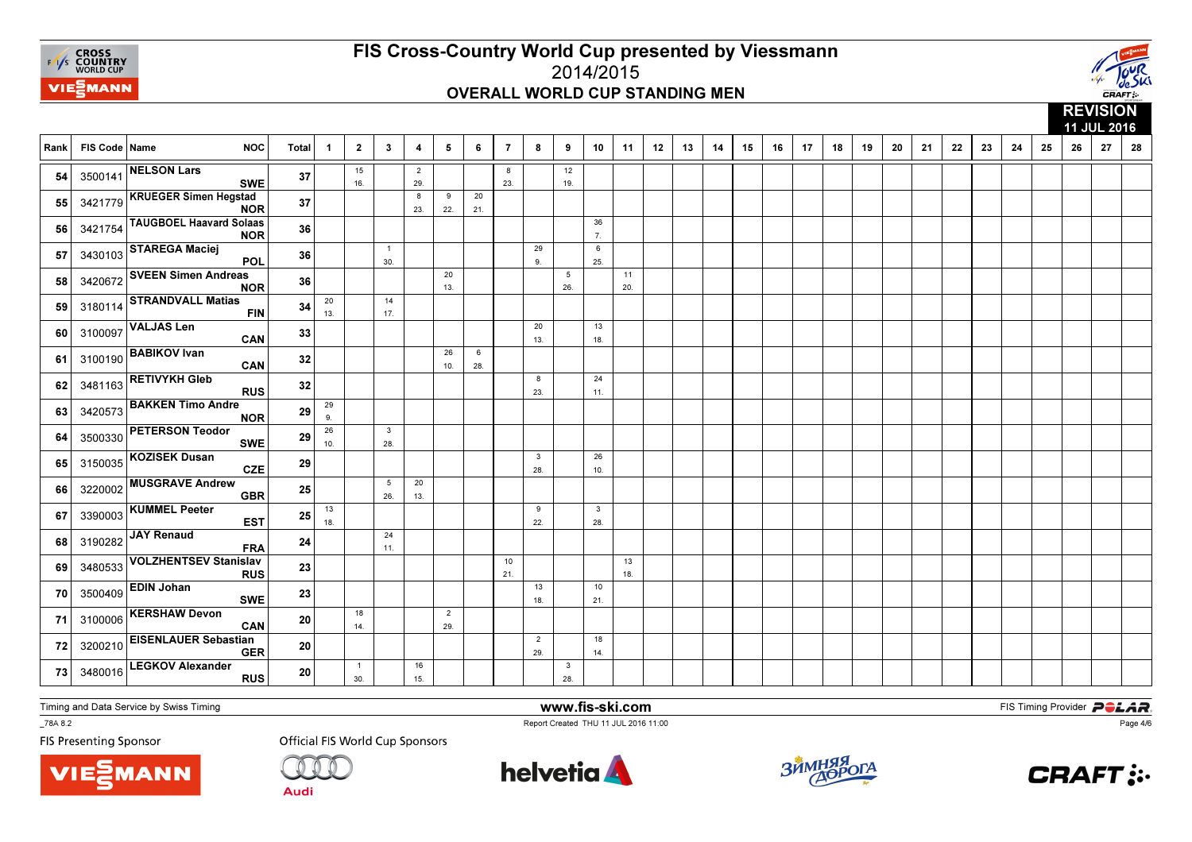# FIS Cross-Country World Cup presented by Viessmann

## 2014/2015

## OVERALL WORLD CUP STANDING MEN

**REVISION 11 JUL 2016**

| Rank | FIS Code | Name | NOC | Total | 1 | 2 | 3 | 4 | 5 | 6 | 7 | 8 | 9 | 10 | 11 | 12 | 13 | 14 | 15 | 16 | 17 | 18 | 19 | 20 | 21 | 22 | 23 | 24 | 25 | 26 | 27 | 28 |
|---|---|---|---|---|---|---|---|---|---|---|---|---|---|---|---|---|---|---|---|---|---|---|---|---|---|---|---|---|---|---|---|---|
| 54 | 3500141 | NELSON Lars | SWE | 37 | | 15 16. | | 2 29. | | | 8 23. | | 12 19. | | | | | | | | | | | | | | | | | | | |
| 55 | 3421779 | KRUEGER Simen Hegstad | NOR | 37 | | | | 8 23. | 9 22. | 20 21. | | | | | | | | | | | | | | | | | | | | | | |
| 56 | 3421754 | TAUGBOEL Haavard Solaas | NOR | 36 | | | | | | | | | | 36 7. | | | | | | | | | | | | | | | | | | |
| 57 | 3430103 | STAREGA Maciej | POL | 36 | | | 1 30. | | | | | 29 9. | | 6 25. | | | | | | | | | | | | | | | | | | |
| 58 | 3420672 | SVEEN Simen Andreas | NOR | 36 | | | | | 20 13. | | | | 5 26. | | 11 20. | | | | | | | | | | | | | | | | | |
| 59 | 3180114 | STRANDVALL Matias | FIN | 34 | 20 13. | | 14 17. | | | | | | | | | | | | | | | | | | | | | | | | | |
| 60 | 3100097 | VALJAS Len | CAN | 33 | | | | | | | | 20 13. | | 13 18. | | | | | | | | | | | | | | | | | | |
| 61 | 3100190 | BABIKOV Ivan | CAN | 32 | | | | | 26 10. | 6 28. | | | | | | | | | | | | | | | | | | | | | | |
| 62 | 3481163 | RETIVYKH Gleb | RUS | 32 | | | | | | | | 8 23. | | 24 11. | | | | | | | | | | | | | | | | | | |
| 63 | 3420573 | BAKKEN Timo Andre | NOR | 29 | 29 9. | | | | | | | | | | | | | | | | | | | | | | | | | | | |
| 64 | 3500330 | PETERSON Teodor | SWE | 29 | 26 10. | | 3 28. | | | | | | | | | | | | | | | | | | | | | | | | | |
| 65 | 3150035 | KOZISEK Dusan | CZE | 29 | | | | | | | | 3 28. | | 26 10. | | | | | | | | | | | | | | | | | | |
| 66 | 3220002 | MUSGRAVE Andrew | GBR | 25 | | | 5 26. | 20 13. | | | | | | | | | | | | | | | | | | | | | | | | |
| 67 | 3390003 | KUMMEL Peeter | EST | 25 | 13 18. | | | | | | | 9 22. | | 3 28. | | | | | | | | | | | | | | | | | | |
| 68 | 3190282 | JAY Renaud | FRA | 24 | | | 24 11. | | | | | | | | | | | | | | | | | | | | | | | | | |
| 69 | 3480533 | VOLZHENTSEV Stanislav | RUS | 23 | | | | | | | 10 21. | | | | 13 18. | | | | | | | | | | | | | | | | | |
| 70 | 3500409 | EDIN Johan | SWE | 23 | | | | | | | | 13 18. | | 10 21. | | | | | | | | | | | | | | | | | | |
| 71 | 3100006 | KERSHAW Devon | CAN | 20 | | 18 14. | | | 2 29. | | | | | | | | | | | | | | | | | | | | | | | |
| 72 | 3200210 | EISENLAUER Sebastian | GER | 20 | | | | | | | | 2 29. | | 18 14. | | | | | | | | | | | | | | | | | | |
| 73 | 3480016 | LEGKOV Alexander | RUS | 20 | | 1 30. | | 16 15. | | | | | 3 28. | | | | | | | | | | | | | | | | | | | |

Timing and Data Service by Swiss Timing

www.fis-ski.com

FIS Timing Provider POLAR

_78A 8.2

Report Created THU 11 JUL 2016 11:00

FIS Presenting Sponsor

Official FIS World Cup Sponsors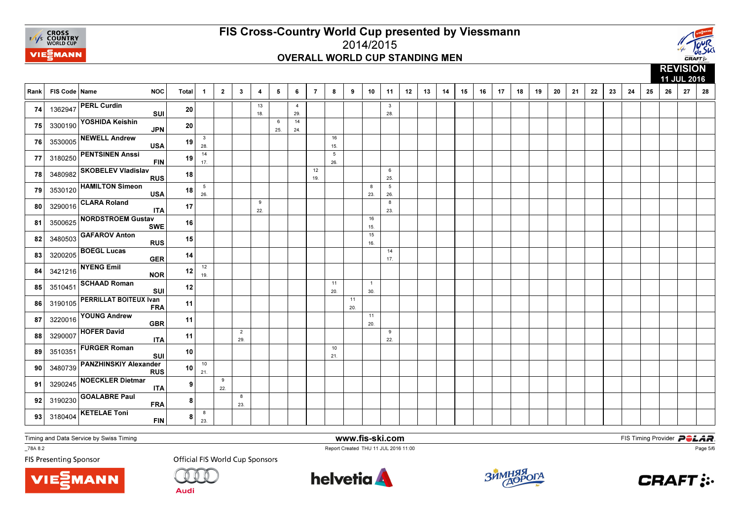# FIS Cross-Country World Cup presented by Viessmann

## 2014/2015

## OVERALL WORLD CUP STANDING MEN

**REVISION**
**11 JUL 2016**

| Rank | FIS Code | Name | NOC | Total | 1 | 2 | 3 | 4 | 5 | 6 | 7 | 8 | 9 | 10 | 11 | 12 | 13 | 14 | 15 | 16 | 17 | 18 | 19 | 20 | 21 | 22 | 23 | 24 | 25 | 26 | 27 | 28 |
|---|---|---|---|---|---|---|---|---|---|---|---|---|---|---|---|---|---|---|---|---|---|---|---|---|---|---|---|---|---|---|---|---|
| 74 | 1362947 | PERL Curdin | SUI | 20 | | | | 13 18. | | 4 29. | | | | | 3 28. | | | | | | | | | | | | | | | | | |
| 75 | 3300190 | YOSHIDA Keishin | JPN | 20 | | | | | 6 25. | 14 24. | | | | | | | | | | | | | | | | | | | | | | |
| 76 | 3530005 | NEWELL Andrew | USA | 19 | 3 28. | | | | | | | 16 15. | | | | | | | | | | | | | | | | | | | | |
| 77 | 3180250 | PENTSINEN Anssi | FIN | 19 | 14 17. | | | | | | | 5 26. | | | | | | | | | | | | | | | | | | | | |
| 78 | 3480982 | SKOBELEV Vladislav | RUS | 18 | | | | | | | 12 19. | | | | 6 25. | | | | | | | | | | | | | | | | | |
| 79 | 3530120 | HAMILTON Simeon | USA | 18 | 5 26. | | | | | | | | | 8 23. | 5 26. | | | | | | | | | | | | | | | | | |
| 80 | 3290016 | CLARA Roland | ITA | 17 | | | | 9 22. | | | | | | | 8 23. | | | | | | | | | | | | | | | | | |
| 81 | 3500625 | NORDSTROEM Gustav | SWE | 16 | | | | | | | | | | 16 15. | | | | | | | | | | | | | | | | | | |
| 82 | 3480503 | GAFAROV Anton | RUS | 15 | | | | | | | | | | 15 16. | | | | | | | | | | | | | | | | | | |
| 83 | 3200205 | BOEGL Lucas | GER | 14 | | | | | | | | | | | 14 17. | | | | | | | | | | | | | | | | | |
| 84 | 3421216 | NYENG Emil | NOR | 12 | 12 19. | | | | | | | | | | | | | | | | | | | | | | | | | | | |
| 85 | 3510451 | SCHAAD Roman | SUI | 12 | | | | | | | | 11 20. | | 1 30. | | | | | | | | | | | | | | | | | | |
| 86 | 3190105 | PERRILLAT BOITEUX Ivan | FRA | 11 | | | | | | | | | 11 20. | | | | | | | | | | | | | | | | | | | |
| 87 | 3220016 | YOUNG Andrew | GBR | 11 | | | | | | | | | | 11 20. | | | | | | | | | | | | | | | | | | |
| 88 | 3290007 | HOFER David | ITA | 11 | | | 2 29. | | | | | | | | 9 22. | | | | | | | | | | | | | | | | | |
| 89 | 3510351 | FURGER Roman | SUI | 10 | | | | | | | | 10 21. | | | | | | | | | | | | | | | | | | | | |
| 90 | 3480739 | PANZHINSKIY Alexander | RUS | 10 | 10 21. | | | | | | | | | | | | | | | | | | | | | | | | | | | |
| 91 | 3290245 | NOECKLER Dietmar | ITA | 9 | | 9 22. | | | | | | | | | | | | | | | | | | | | | | | | | | |
| 92 | 3190230 | GOALABRE Paul | FRA | 8 | | | 8 23. | | | | | | | | | | | | | | | | | | | | | | | | | |
| 93 | 3180404 | KETELAE Toni | FIN | 8 | 8 23. | | | | | | | | | | | | | | | | | | | | | | | | | | | |

Timing and Data Service by Swiss Timing

www.fis-ski.com

FIS Timing Provider POLAR

_78A 8.2

Report Created THU 11 JUL 2016 11:00

FIS Presenting Sponsor

Official FIS World Cup Sponsors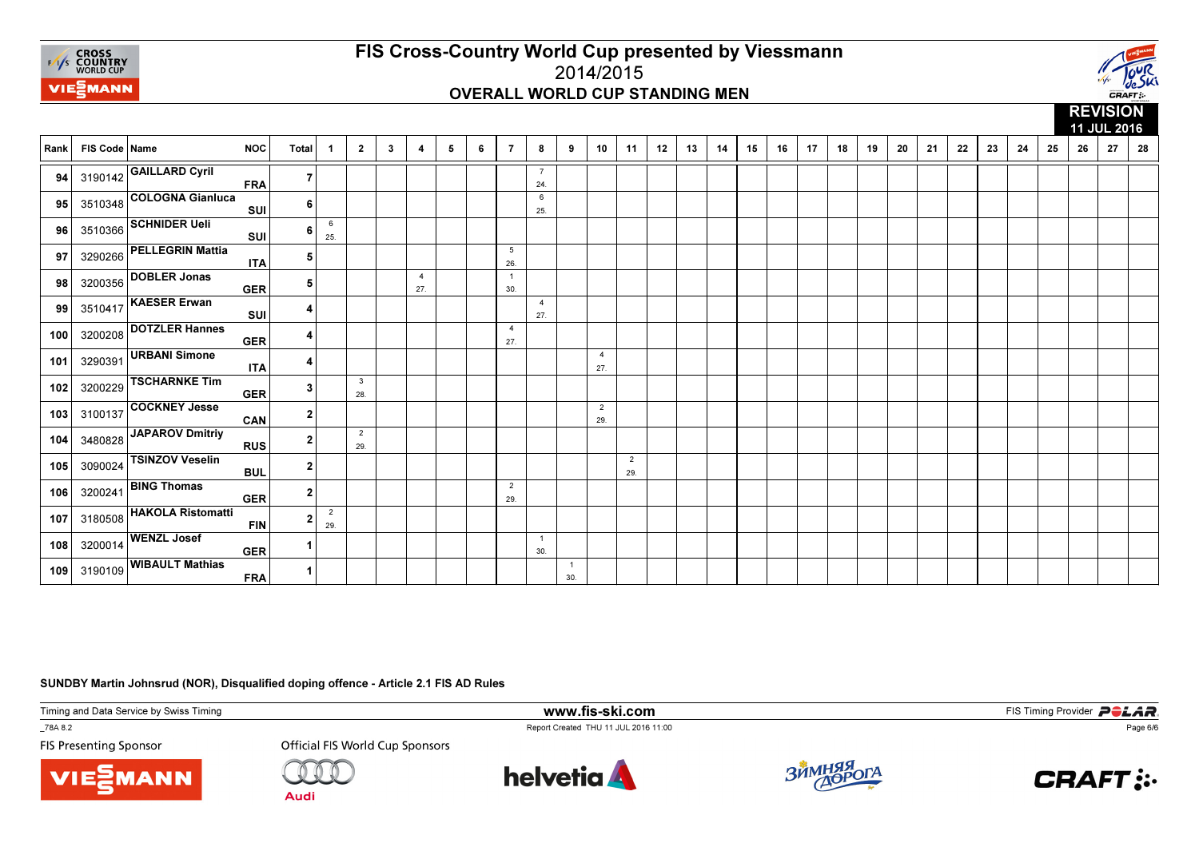# FIS Cross-Country World Cup presented by Viessmann

## 2014/2015

## OVERALL WORLD CUP STANDING MEN

**REVISION**
**11 JUL 2016**

| Rank | FIS Code | Name | NOC | Total | 1 | 2 | 3 | 4 | 5 | 6 | 7 | 8 | 9 | 10 | 11 | 12 | 13 | 14 | 15 | 16 | 17 | 18 | 19 | 20 | 21 | 22 | 23 | 24 | 25 | 26 | 27 | 28 |
|---|---|---|---|---|---|---|---|---|---|---|---|---|---|---|---|---|---|---|---|---|---|---|---|---|---|---|---|---|---|---|---|---|
| 94 | 3190142 | GAILLARD Cyril | FRA | 7 | | | | | | | | 7 24. | | | | | | | | | | | | | | | | | | | | |
| 95 | 3510348 | COLOGNA Gianluca | SUI | 6 | | | | | | | | 6 25. | | | | | | | | | | | | | | | | | | | | |
| 96 | 3510366 | SCHNIDER Ueli | SUI | 6 | 6 25. | | | | | | | | | | | | | | | | | | | | | | | | | | | |
| 97 | 3290266 | PELLEGRIN Mattia | ITA | 5 | | | | | | | 5 26. | | | | | | | | | | | | | | | | | | | | | |
| 98 | 3200356 | DOBLER Jonas | GER | 5 | | | | 4 27. | | | 1 30. | | | | | | | | | | | | | | | | | | | | | |
| 99 | 3510417 | KAESER Erwan | SUI | 4 | | | | | | | | 4 27. | | | | | | | | | | | | | | | | | | | | |
| 100 | 3200208 | DOTZLER Hannes | GER | 4 | | | | | | | 4 27. | | | | | | | | | | | | | | | | | | | | | |
| 101 | 3290391 | URBANI Simone | ITA | 4 | | | | | | | | | | 4 27. | | | | | | | | | | | | | | | | | | |
| 102 | 3200229 | TSCHARNKE Tim | GER | 3 | | 3 28. | | | | | | | | | | | | | | | | | | | | | | | | | | |
| 103 | 3100137 | COCKNEY Jesse | CAN | 2 | | | | | | | | | | 2 29. | | | | | | | | | | | | | | | | | | |
| 104 | 3480828 | JAPAROV Dmitriy | RUS | 2 | | 2 29. | | | | | | | | | | | | | | | | | | | | | | | | | | |
| 105 | 3090024 | TSINZOV Veselin | BUL | 2 | | | | | | | | | | | 2 29. | | | | | | | | | | | | | | | | | |
| 106 | 3200241 | BING Thomas | GER | 2 | | | | | | | 2 29. | | | | | | | | | | | | | | | | | | | | | |
| 107 | 3180508 | HAKOLA Ristomatti | FIN | 2 | 2 29. | | | | | | | | | | | | | | | | | | | | | | | | | | | |
| 108 | 3200014 | WENZL Josef | GER | 1 | | | | | | | | 1 30. | | | | | | | | | | | | | | | | | | | | |
| 109 | 3190109 | WIBAULT Mathias | FRA | 1 | | | | | | | | | 1 30. | | | | | | | | | | | | | | | | | | | |

**SUNDBY Martin Johnsrud (NOR), Disqualified doping offence - Article 2.1 FIS AD Rules**

Timing and Data Service by Swiss Timing

www.fis-ski.com

FIS Timing Provider POLAR

_78A 8.2

Report Created THU 11 JUL 2016 11:00

FIS Presenting Sponsor: VIESSMANN

Official FIS World Cup Sponsors: Audi, helvetia, Зимняя Дорога, CRAFT